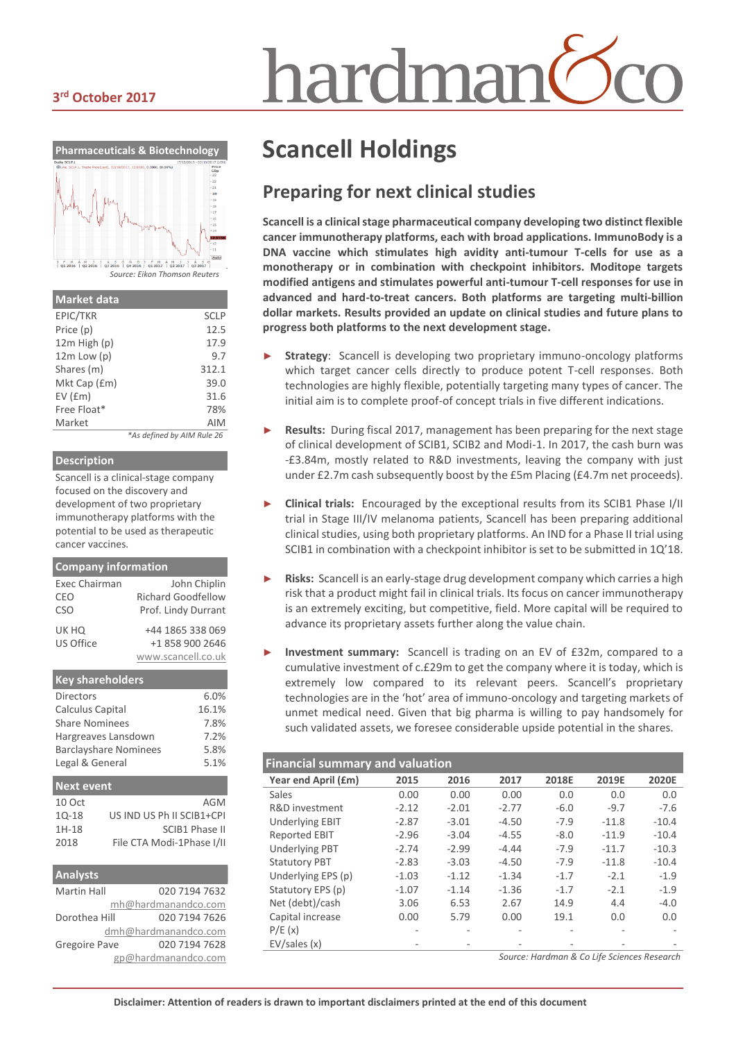3rd October 2017

# Scancell Holdings

## Preparing for next clinical studies

**Scancell is a clinical stage pharmaceutical company developing two distinct flexible cancer immunotherapy platforms, each with broad applications. ImmunoBody is a DNA vaccine which stimulates high avidity anti-tumour T-cells for use as a monotherapy or in combination with checkpoint inhibitors. Moditope targets modified antigens and stimulates powerful anti-tumour T-cell responses for use in advanced and hard-to-treat cancers. Both platforms are targeting multi-billion dollar markets. Results provided an update on clinical studies and future plans to progress both platforms to the next development stage.**

- **Strategy**: Scancell is developing two proprietary immuno-oncology platforms which target cancer cells directly to produce potent T-cell responses. Both technologies are highly flexible, potentially targeting many types of cancer. The initial aim is to complete proof-of concept trials in five different indications.

- **Results:** During fiscal 2017, management has been preparing for the next stage of clinical development of SCIB1, SCIB2 and Modi-1. In 2017, the cash burn was -£3.84m, mostly related to R&D investments, leaving the company with just under £2.7m cash subsequently boost by the £5m Placing (£4.7m net proceeds).

- **Clinical trials:** Encouraged by the exceptional results from its SCIB1 Phase I/II trial in Stage III/IV melanoma patients, Scancell has been preparing additional clinical studies, using both proprietary platforms. An IND for a Phase II trial using SCIB1 in combination with a checkpoint inhibitor is set to be submitted in 1Q'18.

- **Risks:** Scancell is an early-stage drug development company which carries a high risk that a product might fail in clinical trials. Its focus on cancer immunotherapy is an extremely exciting, but competitive, field. More capital will be required to advance its proprietary assets further along the value chain.

- **Investment summary:** Scancell is trading on an EV of £32m, compared to a cumulative investment of c.£29m to get the company where it is today, which is extremely low compared to its relevant peers. Scancell's proprietary technologies are in the 'hot' area of immuno-oncology and targeting markets of unmet medical need. Given that big pharma is willing to pay handsomely for such validated assets, we foresee considerable upside potential in the shares.

### Financial summary and valuation

| Year end April (£m) | 2015 | 2016 | 2017 | 2018E | 2019E | 2020E |
|---|---|---|---|---|---|---|
| Sales | 0.00 | 0.00 | 0.00 | 0.0 | 0.0 | 0.0 |
| R&D investment | -2.12 | -2.01 | -2.77 | -6.0 | -9.7 | -7.6 |
| Underlying EBIT | -2.87 | -3.01 | -4.50 | -7.9 | -11.8 | -10.4 |
| Reported EBIT | -2.96 | -3.04 | -4.55 | -8.0 | -11.9 | -10.4 |
| Underlying PBT | -2.74 | -2.99 | -4.44 | -7.9 | -11.7 | -10.3 |
| Statutory PBT | -2.83 | -3.03 | -4.50 | -7.9 | -11.8 | -10.4 |
| Underlying EPS (p) | -1.03 | -1.12 | -1.34 | -1.7 | -2.1 | -1.9 |
| Statutory EPS (p) | -1.07 | -1.14 | -1.36 | -1.7 | -2.1 | -1.9 |
| Net (debt)/cash | 3.06 | 6.53 | 2.67 | 14.9 | 4.4 | -4.0 |
| Capital increase | 0.00 | 5.79 | 0.00 | 19.1 | 0.0 | 0.0 |
| P/E (x) | - | - | - | - | - | - |
| EV/sales (x) | - | - | - | - | - | - |

*Source: Hardman & Co Life Sciences Research*

**Pharmaceuticals & Biotechnology**

*Source: Eikon Thomson Reuters*

### Market data

| | |
|---|---|
| EPIC/TKR | SCLP |
| Price (p) | 12.5 |
| 12m High (p) | 17.9 |
| 12m Low (p) | 9.7 |
| Shares (m) | 312.1 |
| Mkt Cap (£m) | 39.0 |
| EV (£m) | 31.6 |
| Free Float* | 78% |
| Market | AIM |

*As defined by AIM Rule 26

### Description

Scancell is a clinical-stage company focused on the discovery and development of two proprietary immunotherapy platforms with the potential to be used as therapeutic cancer vaccines.

### Company information

| | |
|---|---|
| Exec Chairman | John Chiplin |
| CEO | Richard Goodfellow |
| CSO | Prof. Lindy Durrant |
| UK HQ | +44 1865 338 069 |
| US Office | +1 858 900 2646 |
| | www.scancell.co.uk |

### Key shareholders

| | |
|---|---|
| Directors | 6.0% |
| Calculus Capital | 16.1% |
| Share Nominees | 7.8% |
| Hargreaves Lansdown | 7.2% |
| Barclayshare Nominees | 5.8% |
| Legal & General | 5.1% |

### Next event

| | |
|---|---|
| 10 Oct | AGM |
| 1Q-18 | US IND US Ph II SCIB1+CPI |
| 1H-18 | SCIB1 Phase II |
| 2018 | File CTA Modi-1Phase I/II |

### Analysts

| | |
|---|---|
| Martin Hall | 020 7194 7632 |
| | mh@hardmanandco.com |
| Dorothea Hill | 020 7194 7626 |
| | dmh@hardmanandco.com |
| Gregoire Pave | 020 7194 7628 |
| | gp@hardmanandco.com |

**Disclaimer: Attention of readers is drawn to important disclaimers printed at the end of this document**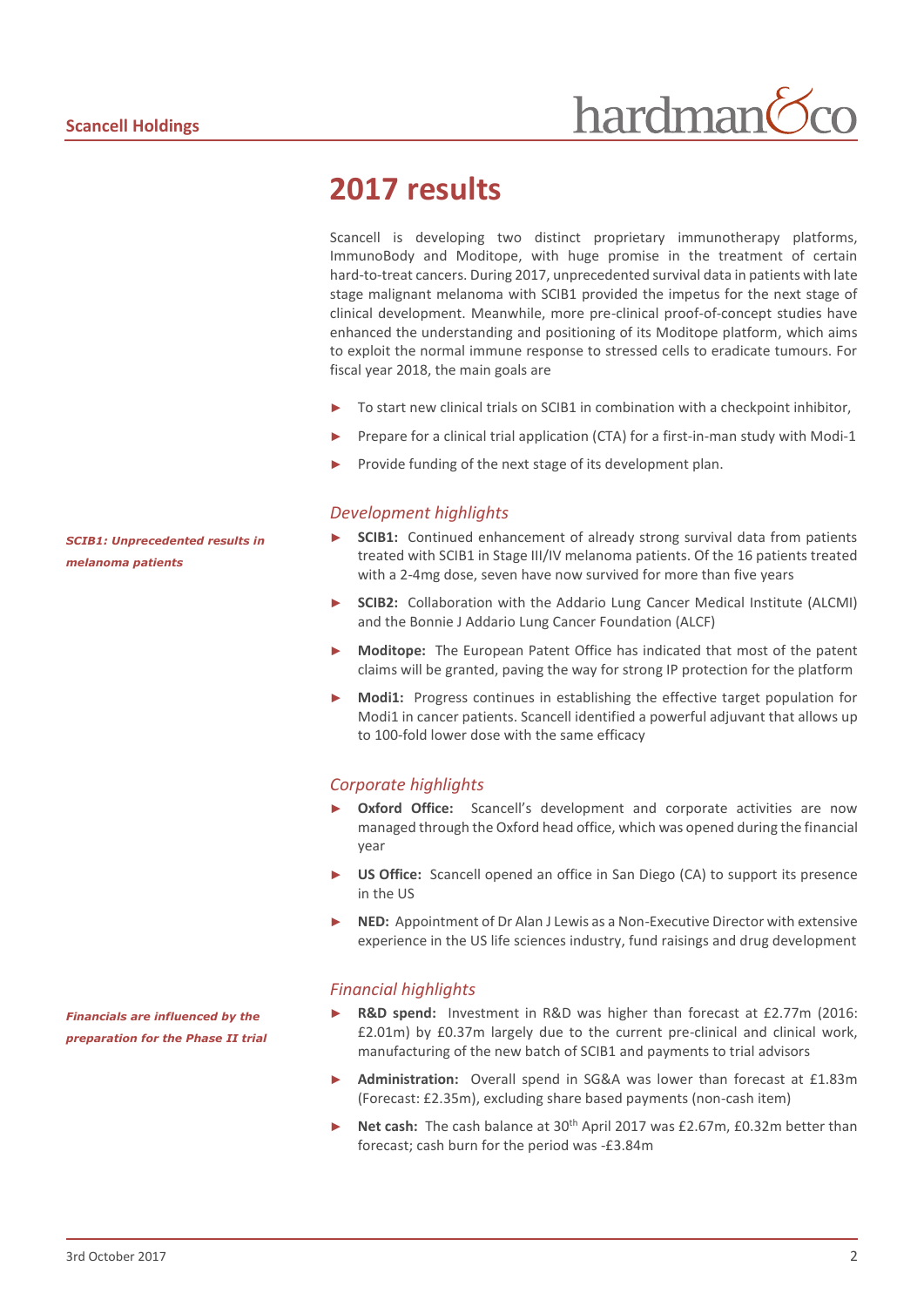# 2017 results

Scancell is developing two distinct proprietary immunotherapy platforms, ImmunoBody and Moditope, with huge promise in the treatment of certain hard-to-treat cancers. During 2017, unprecedented survival data in patients with late stage malignant melanoma with SCIB1 provided the impetus for the next stage of clinical development. Meanwhile, more pre-clinical proof-of-concept studies have enhanced the understanding and positioning of its Moditope platform, which aims to exploit the normal immune response to stressed cells to eradicate tumours. For fiscal year 2018, the main goals are

- To start new clinical trials on SCIB1 in combination with a checkpoint inhibitor,
- Prepare for a clinical trial application (CTA) for a first-in-man study with Modi-1
- Provide funding of the next stage of its development plan.

### *Development highlights*

***SCIB1: Unprecedented results in melanoma patients***

- **SCIB1:** Continued enhancement of already strong survival data from patients treated with SCIB1 in Stage III/IV melanoma patients. Of the 16 patients treated with a 2-4mg dose, seven have now survived for more than five years
- **SCIB2:** Collaboration with the Addario Lung Cancer Medical Institute (ALCMI) and the Bonnie J Addario Lung Cancer Foundation (ALCF)
- **Moditope:** The European Patent Office has indicated that most of the patent claims will be granted, paving the way for strong IP protection for the platform
- **Modi1:** Progress continues in establishing the effective target population for Modi1 in cancer patients. Scancell identified a powerful adjuvant that allows up to 100-fold lower dose with the same efficacy

### *Corporate highlights*

- **Oxford Office:** Scancell's development and corporate activities are now managed through the Oxford head office, which was opened during the financial year
- **US Office:** Scancell opened an office in San Diego (CA) to support its presence in the US
- **NED:** Appointment of Dr Alan J Lewis as a Non-Executive Director with extensive experience in the US life sciences industry, fund raisings and drug development

### *Financial highlights*

***Financials are influenced by the preparation for the Phase II trial***

- **R&D spend:** Investment in R&D was higher than forecast at £2.77m (2016: £2.01m) by £0.37m largely due to the current pre-clinical and clinical work, manufacturing of the new batch of SCIB1 and payments to trial advisors
- **Administration:** Overall spend in SG&A was lower than forecast at £1.83m (Forecast: £2.35m), excluding share based payments (non-cash item)
- **Net cash:** The cash balance at 30th April 2017 was £2.67m, £0.32m better than forecast; cash burn for the period was -£3.84m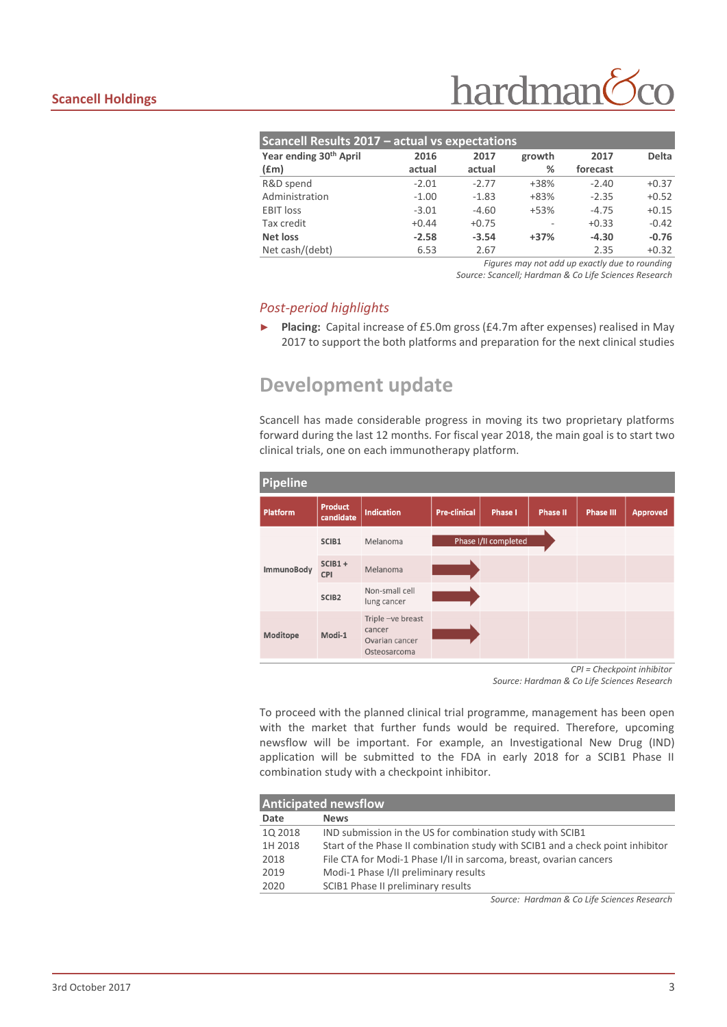| Scancell Results 2017 – actual vs expectations | | | | | |
|---|---|---|---|---|---|
| Year ending 30th April (£m) | 2016 actual | 2017 actual | growth % | 2017 forecast | Delta |
| R&D spend | -2.01 | -2.77 | +38% | -2.40 | +0.37 |
| Administration | -1.00 | -1.83 | +83% | -2.35 | +0.52 |
| EBIT loss | -3.01 | -4.60 | +53% | -4.75 | +0.15 |
| Tax credit | +0.44 | +0.75 | - | +0.33 | -0.42 |
| **Net loss** | **-2.58** | **-3.54** | **+37%** | **-4.30** | **-0.76** |
| Net cash/(debt) | 6.53 | 2.67 | | 2.35 | +0.32 |

*Figures may not add up exactly due to rounding*

*Source: Scancell; Hardman & Co Life Sciences Research*

### *Post-period highlights*

- **Placing:** Capital increase of £5.0m gross (£4.7m after expenses) realised in May 2017 to support the both platforms and preparation for the next clinical studies

# Development update

Scancell has made considerable progress in moving its two proprietary platforms forward during the last 12 months. For fiscal year 2018, the main goal is to start two clinical trials, one on each immunotherapy platform.

| Pipeline | | | | | | | |
|---|---|---|---|---|---|---|---|
| Platform | Product candidate | Indication | Pre-clinical | Phase I | Phase II | Phase III | Approved |
| ImmunoBody | SCIB1 | Melanoma | Phase I/II completed → | Phase I/II completed → | Phase I/II completed → | | |
| | SCIB1 + CPI | Melanoma | → | | | | |
| | SCIB2 | Non-small cell lung cancer | → | | | | |
| Moditope | Modi-1 | Triple –ve breast cancer, Ovarian cancer, Osteosarcoma | → | | | | |

*CPI = Checkpoint inhibitor*

*Source: Hardman & Co Life Sciences Research*

To proceed with the planned clinical trial programme, management has been open with the market that further funds would be required. Therefore, upcoming newsflow will be important. For example, an Investigational New Drug (IND) application will be submitted to the FDA in early 2018 for a SCIB1 Phase II combination study with a checkpoint inhibitor.

| Anticipated newsflow | |
|---|---|
| Date | News |
| 1Q 2018 | IND submission in the US for combination study with SCIB1 |
| 1H 2018 | Start of the Phase II combination study with SCIB1 and a check point inhibitor |
| 2018 | File CTA for Modi-1 Phase I/II in sarcoma, breast, ovarian cancers |
| 2019 | Modi-1 Phase I/II preliminary results |
| 2020 | SCIB1 Phase II preliminary results |

*Source: Hardman & Co Life Sciences Research*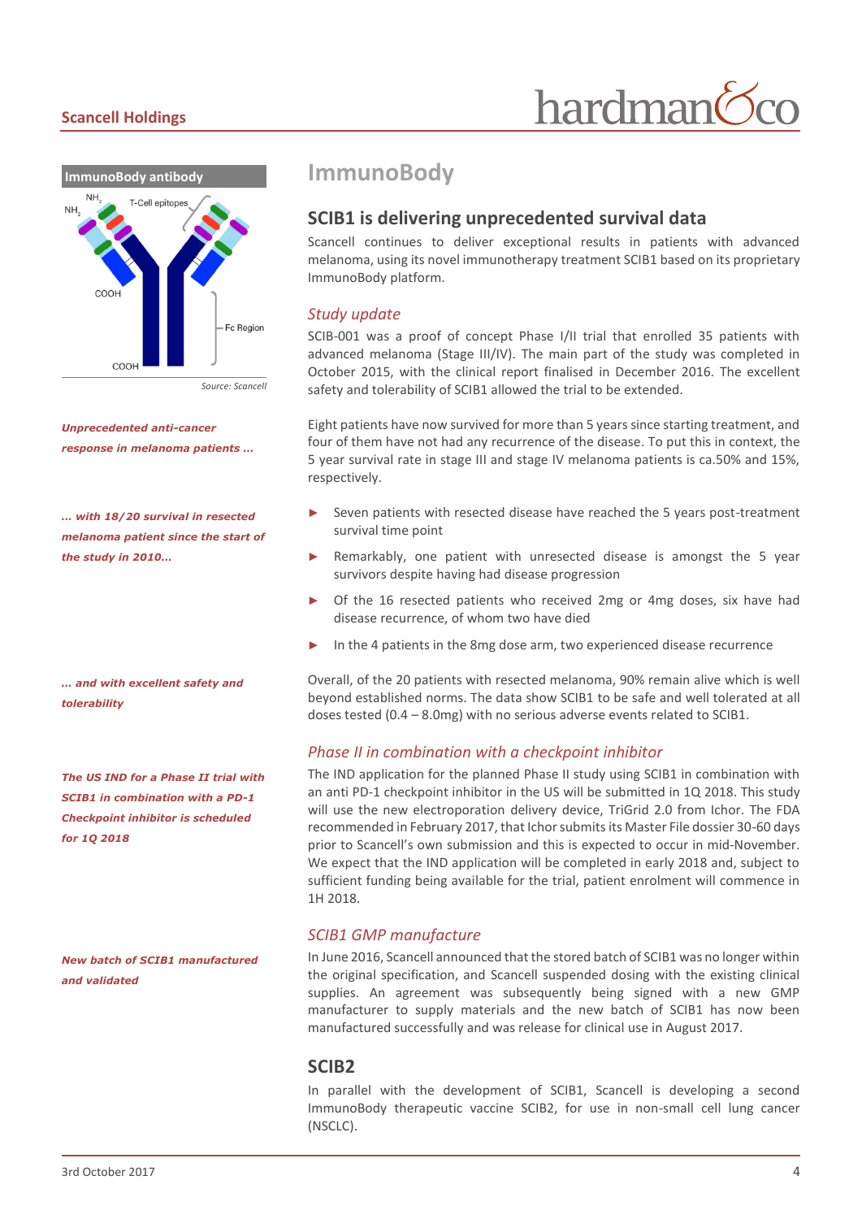**ImmunoBody antibody**

NH$_2$ NH$_2$ T-Cell epitopes COOH Fc Region COOH

*Source: Scancell*

# ImmunoBody

## SCIB1 is delivering unprecedented survival data

Scancell continues to deliver exceptional results in patients with advanced melanoma, using its novel immunotherapy treatment SCIB1 based on its proprietary ImmunoBody platform.

### *Study update*

*Unprecedented anti-cancer response in melanoma patients …*

SCIB-001 was a proof of concept Phase I/II trial that enrolled 35 patients with advanced melanoma (Stage III/IV). The main part of the study was completed in October 2015, with the clinical report finalised in December 2016. The excellent safety and tolerability of SCIB1 allowed the trial to be extended.

*… with 18/20 survival in resected melanoma patient since the start of the study in 2010…*

Eight patients have now survived for more than 5 years since starting treatment, and four of them have not had any recurrence of the disease. To put this in context, the 5 year survival rate in stage III and stage IV melanoma patients is ca.50% and 15%, respectively.

- Seven patients with resected disease have reached the 5 years post-treatment survival time point
- Remarkably, one patient with unresected disease is amongst the 5 year survivors despite having had disease progression
- Of the 16 resected patients who received 2mg or 4mg doses, six have had disease recurrence, of whom two have died
- In the 4 patients in the 8mg dose arm, two experienced disease recurrence

*… and with excellent safety and tolerability*

Overall, of the 20 patients with resected melanoma, 90% remain alive which is well beyond established norms. The data show SCIB1 to be safe and well tolerated at all doses tested (0.4 – 8.0mg) with no serious adverse events related to SCIB1.

### *Phase II in combination with a checkpoint inhibitor*

*The US IND for a Phase II trial with SCIB1 in combination with a PD-1 Checkpoint inhibitor is scheduled for 1Q 2018*

The IND application for the planned Phase II study using SCIB1 in combination with an anti PD-1 checkpoint inhibitor in the US will be submitted in 1Q 2018. This study will use the new electroporation delivery device, TriGrid 2.0 from Ichor. The FDA recommended in February 2017, that Ichor submits its Master File dossier 30-60 days prior to Scancell's own submission and this is expected to occur in mid-November. We expect that the IND application will be completed in early 2018 and, subject to sufficient funding being available for the trial, patient enrolment will commence in 1H 2018.

### *SCIB1 GMP manufacture*

*New batch of SCIB1 manufactured and validated*

In June 2016, Scancell announced that the stored batch of SCIB1 was no longer within the original specification, and Scancell suspended dosing with the existing clinical supplies. An agreement was subsequently being signed with a new GMP manufacturer to supply materials and the new batch of SCIB1 has now been manufactured successfully and was release for clinical use in August 2017.

## SCIB2

In parallel with the development of SCIB1, Scancell is developing a second ImmunoBody therapeutic vaccine SCIB2, for use in non-small cell lung cancer (NSCLC).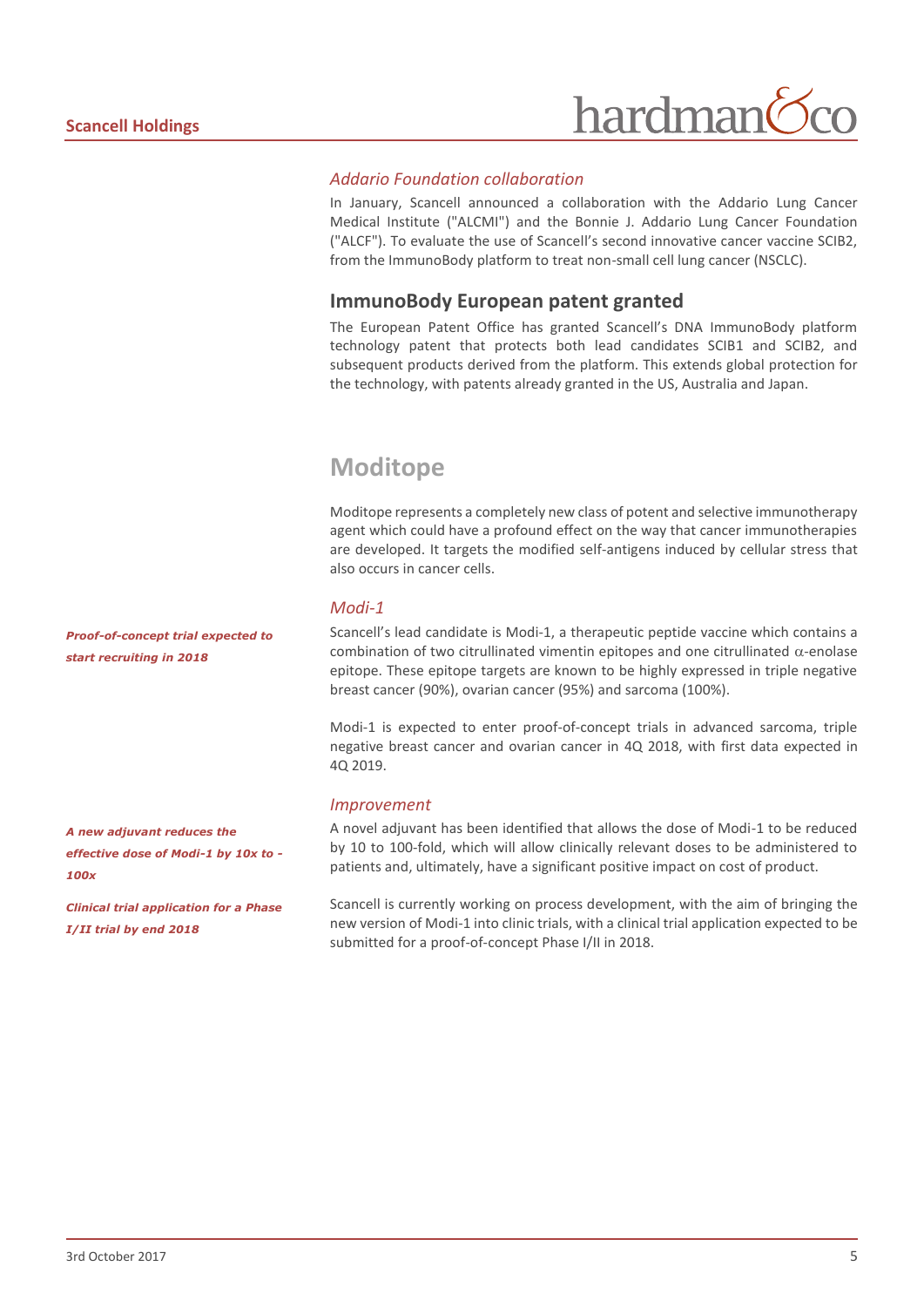### *Addario Foundation collaboration*

In January, Scancell announced a collaboration with the Addario Lung Cancer Medical Institute ("ALCMI") and the Bonnie J. Addario Lung Cancer Foundation ("ALCF"). To evaluate the use of Scancell's second innovative cancer vaccine SCIB2, from the ImmunoBody platform to treat non-small cell lung cancer (NSCLC).

## ImmunoBody European patent granted

The European Patent Office has granted Scancell's DNA ImmunoBody platform technology patent that protects both lead candidates SCIB1 and SCIB2, and subsequent products derived from the platform. This extends global protection for the technology, with patents already granted in the US, Australia and Japan.

# Moditope

Moditope represents a completely new class of potent and selective immunotherapy agent which could have a profound effect on the way that cancer immunotherapies are developed. It targets the modified self-antigens induced by cellular stress that also occurs in cancer cells.

### *Modi-1*

***Proof-of-concept trial expected to start recruiting in 2018***

Scancell's lead candidate is Modi-1, a therapeutic peptide vaccine which contains a combination of two citrullinated vimentin epitopes and one citrullinated $\alpha$-enolase epitope. These epitope targets are known to be highly expressed in triple negative breast cancer (90%), ovarian cancer (95%) and sarcoma (100%).

Modi-1 is expected to enter proof-of-concept trials in advanced sarcoma, triple negative breast cancer and ovarian cancer in 4Q 2018, with first data expected in 4Q 2019.

### *Improvement*

***A new adjuvant reduces the effective dose of Modi-1 by 10x to -100x***

A novel adjuvant has been identified that allows the dose of Modi-1 to be reduced by 10 to 100-fold, which will allow clinically relevant doses to be administered to patients and, ultimately, have a significant positive impact on cost of product.

***Clinical trial application for a Phase I/II trial by end 2018***

Scancell is currently working on process development, with the aim of bringing the new version of Modi-1 into clinic trials, with a clinical trial application expected to be submitted for a proof-of-concept Phase I/II in 2018.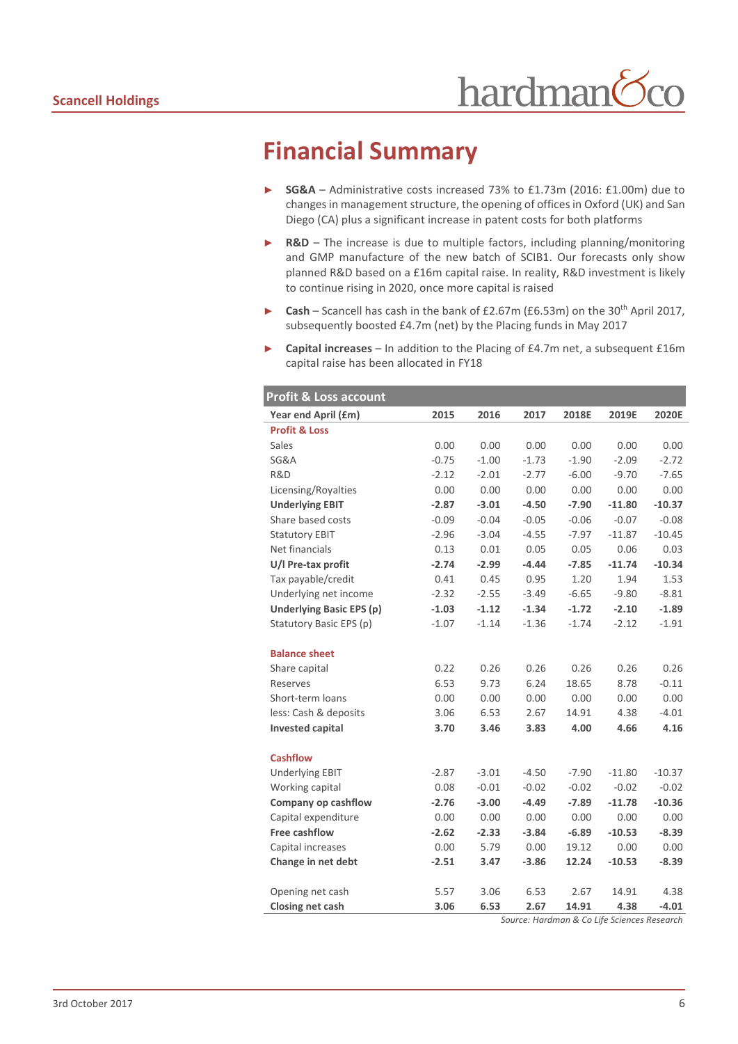# Financial Summary

- **SG&A** – Administrative costs increased 73% to £1.73m (2016: £1.00m) due to changes in management structure, the opening of offices in Oxford (UK) and San Diego (CA) plus a significant increase in patent costs for both platforms
- **R&D** – The increase is due to multiple factors, including planning/monitoring and GMP manufacture of the new batch of SCIB1. Our forecasts only show planned R&D based on a £16m capital raise. In reality, R&D investment is likely to continue rising in 2020, once more capital is raised
- **Cash** – Scancell has cash in the bank of £2.67m (£6.53m) on the 30th April 2017, subsequently boosted £4.7m (net) by the Placing funds in May 2017
- **Capital increases** – In addition to the Placing of £4.7m net, a subsequent £16m capital raise has been allocated in FY18

**Profit & Loss account**

| Year end April (£m) | 2015 | 2016 | 2017 | 2018E | 2019E | 2020E |
|---|---|---|---|---|---|---|
| **Profit & Loss** | | | | | | |
| Sales | 0.00 | 0.00 | 0.00 | 0.00 | 0.00 | 0.00 |
| SG&A | -0.75 | -1.00 | -1.73 | -1.90 | -2.09 | -2.72 |
| R&D | -2.12 | -2.01 | -2.77 | -6.00 | -9.70 | -7.65 |
| Licensing/Royalties | 0.00 | 0.00 | 0.00 | 0.00 | 0.00 | 0.00 |
| **Underlying EBIT** | **-2.87** | **-3.01** | **-4.50** | **-7.90** | **-11.80** | **-10.37** |
| Share based costs | -0.09 | -0.04 | -0.05 | -0.06 | -0.07 | -0.08 |
| Statutory EBIT | -2.96 | -3.04 | -4.55 | -7.97 | -11.87 | -10.45 |
| Net financials | 0.13 | 0.01 | 0.05 | 0.05 | 0.06 | 0.03 |
| **U/l Pre-tax profit** | **-2.74** | **-2.99** | **-4.44** | **-7.85** | **-11.74** | **-10.34** |
| Tax payable/credit | 0.41 | 0.45 | 0.95 | 1.20 | 1.94 | 1.53 |
| Underlying net income | -2.32 | -2.55 | -3.49 | -6.65 | -9.80 | -8.81 |
| **Underlying Basic EPS (p)** | **-1.03** | **-1.12** | **-1.34** | **-1.72** | **-2.10** | **-1.89** |
| Statutory Basic EPS (p) | -1.07 | -1.14 | -1.36 | -1.74 | -2.12 | -1.91 |
| | | | | | | |
| **Balance sheet** | | | | | | |
| Share capital | 0.22 | 0.26 | 0.26 | 0.26 | 0.26 | 0.26 |
| Reserves | 6.53 | 9.73 | 6.24 | 18.65 | 8.78 | -0.11 |
| Short-term loans | 0.00 | 0.00 | 0.00 | 0.00 | 0.00 | 0.00 |
| less: Cash & deposits | 3.06 | 6.53 | 2.67 | 14.91 | 4.38 | -4.01 |
| **Invested capital** | **3.70** | **3.46** | **3.83** | **4.00** | **4.66** | **4.16** |
| | | | | | | |
| **Cashflow** | | | | | | |
| Underlying EBIT | -2.87 | -3.01 | -4.50 | -7.90 | -11.80 | -10.37 |
| Working capital | 0.08 | -0.01 | -0.02 | -0.02 | -0.02 | -0.02 |
| **Company op cashflow** | **-2.76** | **-3.00** | **-4.49** | **-7.89** | **-11.78** | **-10.36** |
| Capital expenditure | 0.00 | 0.00 | 0.00 | 0.00 | 0.00 | 0.00 |
| **Free cashflow** | **-2.62** | **-2.33** | **-3.84** | **-6.89** | **-10.53** | **-8.39** |
| Capital increases | 0.00 | 5.79 | 0.00 | 19.12 | 0.00 | 0.00 |
| **Change in net debt** | **-2.51** | **3.47** | **-3.86** | **12.24** | **-10.53** | **-8.39** |
| | | | | | | |
| Opening net cash | 5.57 | 3.06 | 6.53 | 2.67 | 14.91 | 4.38 |
| **Closing net cash** | **3.06** | **6.53** | **2.67** | **14.91** | **4.38** | **-4.01** |

*Source: Hardman & Co Life Sciences Research*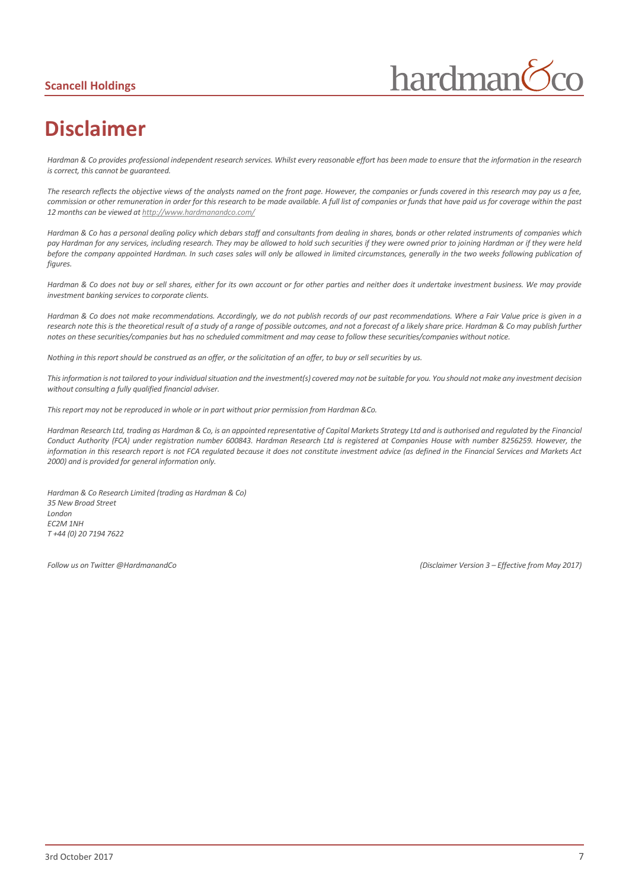# Disclaimer

*Hardman & Co provides professional independent research services. Whilst every reasonable effort has been made to ensure that the information in the research is correct, this cannot be guaranteed.*

*The research reflects the objective views of the analysts named on the front page. However, the companies or funds covered in this research may pay us a fee, commission or other remuneration in order for this research to be made available. A full list of companies or funds that have paid us for coverage within the past 12 months can be viewed at http://www.hardmanandco.com/*

*Hardman & Co has a personal dealing policy which debars staff and consultants from dealing in shares, bonds or other related instruments of companies which pay Hardman for any services, including research. They may be allowed to hold such securities if they were owned prior to joining Hardman or if they were held before the company appointed Hardman. In such cases sales will only be allowed in limited circumstances, generally in the two weeks following publication of figures.*

*Hardman & Co does not buy or sell shares, either for its own account or for other parties and neither does it undertake investment business. We may provide investment banking services to corporate clients.*

*Hardman & Co does not make recommendations. Accordingly, we do not publish records of our past recommendations. Where a Fair Value price is given in a research note this is the theoretical result of a study of a range of possible outcomes, and not a forecast of a likely share price. Hardman & Co may publish further notes on these securities/companies but has no scheduled commitment and may cease to follow these securities/companies without notice.*

*Nothing in this report should be construed as an offer, or the solicitation of an offer, to buy or sell securities by us.*

*This information is not tailored to your individual situation and the investment(s) covered may not be suitable for you. You should not make any investment decision without consulting a fully qualified financial adviser.*

*This report may not be reproduced in whole or in part without prior permission from Hardman &Co.*

*Hardman Research Ltd, trading as Hardman & Co, is an appointed representative of Capital Markets Strategy Ltd and is authorised and regulated by the Financial Conduct Authority (FCA) under registration number 600843. Hardman Research Ltd is registered at Companies House with number 8256259. However, the information in this research report is not FCA regulated because it does not constitute investment advice (as defined in the Financial Services and Markets Act 2000) and is provided for general information only.*

*Hardman & Co Research Limited (trading as Hardman & Co)*
*35 New Broad Street*
*London*
*EC2M 1NH*
*T +44 (0) 20 7194 7622*

*Follow us on Twitter @HardmanandCo*

*(Disclaimer Version 3 – Effective from May 2017)*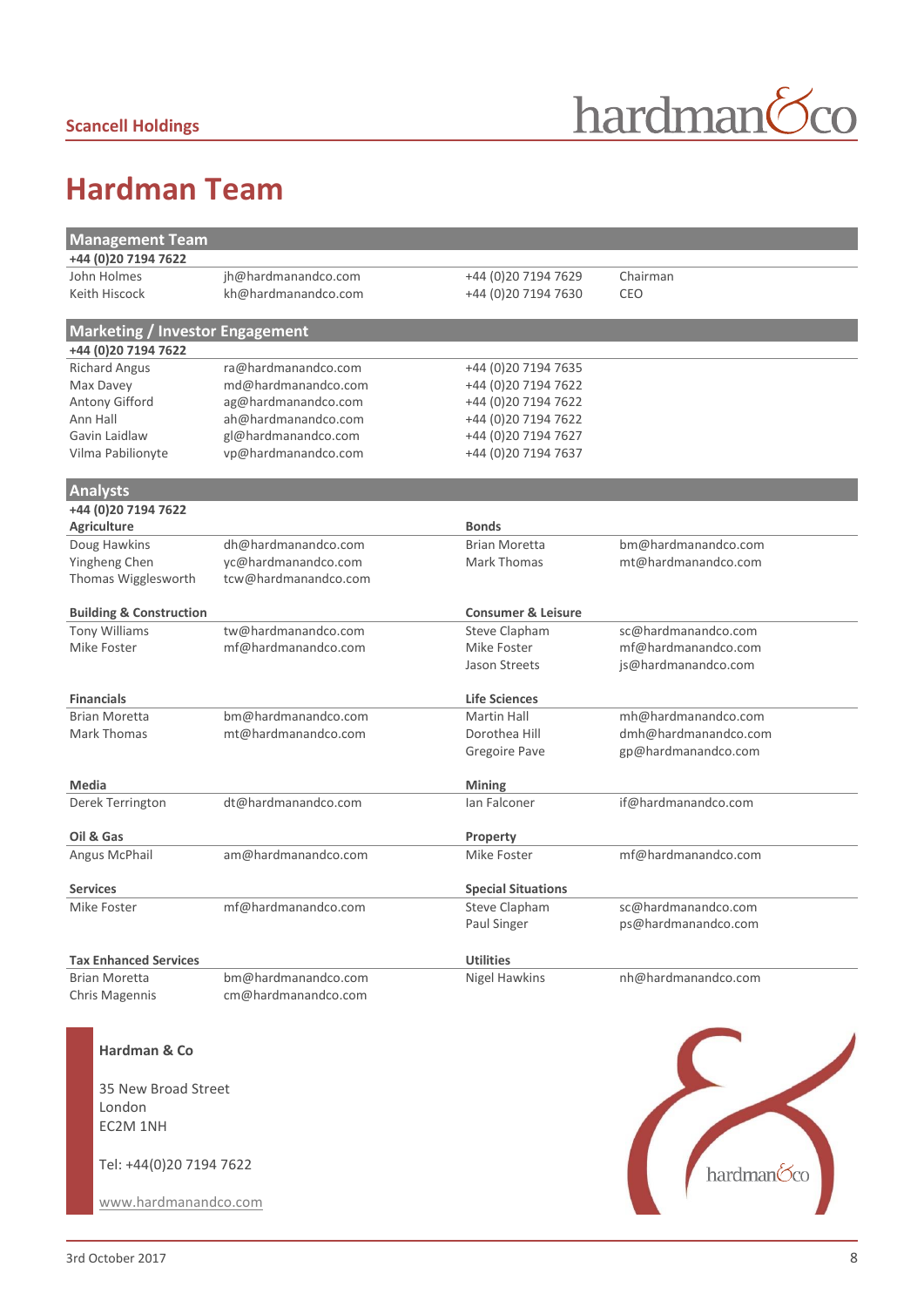# Hardman Team

| Management Team | | | |
|---|---|---|---|
| **+44 (0)20 7194 7622** | | | |
| John Holmes | jh@hardmanandco.com | +44 (0)20 7194 7629 | Chairman |
| Keith Hiscock | kh@hardmanandco.com | +44 (0)20 7194 7630 | CEO |

| Marketing / Investor Engagement | | |
|---|---|---|
| **+44 (0)20 7194 7622** | | |
| Richard Angus | ra@hardmanandco.com | +44 (0)20 7194 7635 |
| Max Davey | md@hardmanandco.com | +44 (0)20 7194 7622 |
| Antony Gifford | ag@hardmanandco.com | +44 (0)20 7194 7622 |
| Ann Hall | ah@hardmanandco.com | +44 (0)20 7194 7622 |
| Gavin Laidlaw | gl@hardmanandco.com | +44 (0)20 7194 7627 |
| Vilma Pabilionyte | vp@hardmanandco.com | +44 (0)20 7194 7637 |

## Analysts

**+44 (0)20 7194 7622**

| Agriculture | | Bonds | |
|---|---|---|---|
| Doug Hawkins | dh@hardmanandco.com | Brian Moretta | bm@hardmanandco.com |
| Yingheng Chen | yc@hardmanandco.com | Mark Thomas | mt@hardmanandco.com |
| Thomas Wigglesworth | tcw@hardmanandco.com | | |

| Building & Construction | | Consumer & Leisure | |
|---|---|---|---|
| Tony Williams | tw@hardmanandco.com | Steve Clapham | sc@hardmanandco.com |
| Mike Foster | mf@hardmanandco.com | Mike Foster | mf@hardmanandco.com |
| | | Jason Streets | js@hardmanandco.com |

| Financials | | Life Sciences | |
|---|---|---|---|
| Brian Moretta | bm@hardmanandco.com | Martin Hall | mh@hardmanandco.com |
| Mark Thomas | mt@hardmanandco.com | Dorothea Hill | dmh@hardmanandco.com |
| | | Gregoire Pave | gp@hardmanandco.com |

| Media | | Mining | |
|---|---|---|---|
| Derek Terrington | dt@hardmanandco.com | Ian Falconer | if@hardmanandco.com |

| Oil & Gas | | Property | |
|---|---|---|---|
| Angus McPhail | am@hardmanandco.com | Mike Foster | mf@hardmanandco.com |

| Services | | Special Situations | |
|---|---|---|---|
| Mike Foster | mf@hardmanandco.com | Steve Clapham | sc@hardmanandco.com |
| | | Paul Singer | ps@hardmanandco.com |

| Tax Enhanced Services | | Utilities | |
|---|---|---|---|
| Brian Moretta | bm@hardmanandco.com | Nigel Hawkins | nh@hardmanandco.com |
| Chris Magennis | cm@hardmanandco.com | | |

**Hardman & Co**

35 New Broad Street
London
EC2M 1NH

Tel: +44(0)20 7194 7622

www.hardmanandco.com